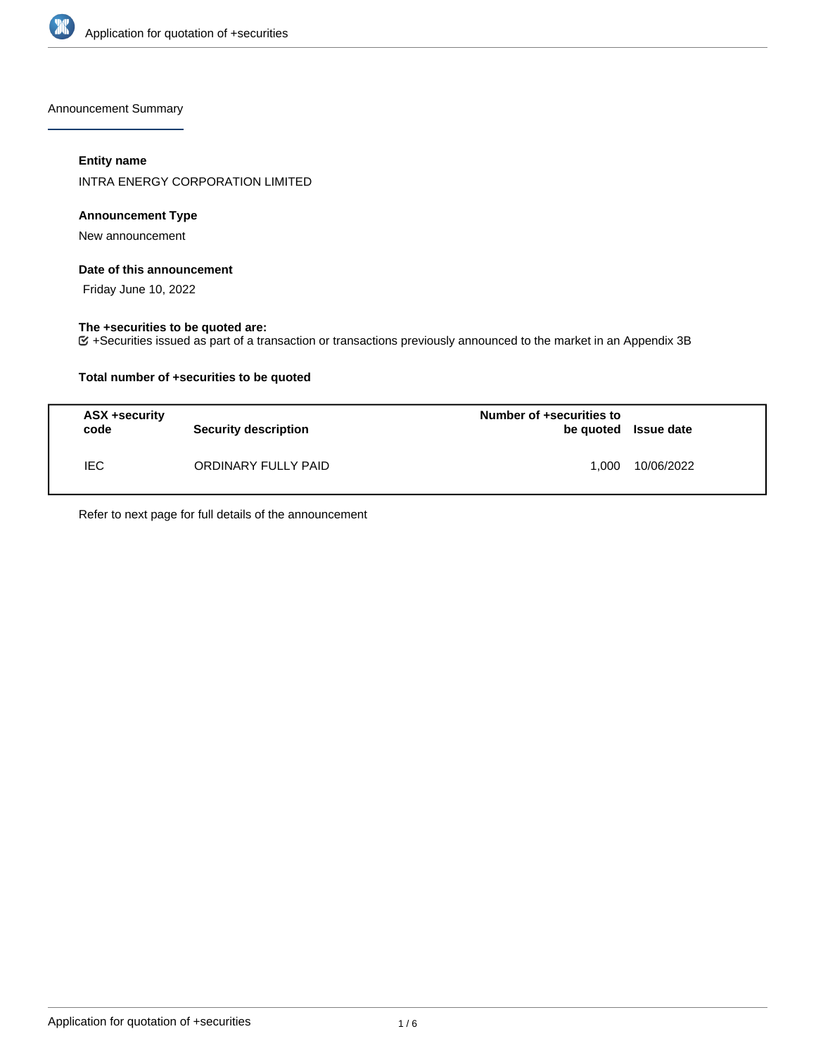Announcement Summary

#### Entity name

INTRA ENERGY CORPORATION LIMITED

#### Announcement Type

New announcement

#### Date of this announcement

Friday June 10, 2022

#### The +securities to be quoted are:

+Securities issued as part of a transaction or transactions previously announced to the market in an Appendix 3B

#### Total number of +securities to be quoted

| ASX +security code | Security description | Number of +securities to be quoted | Issue date |
|---|---|---|---|
| IEC | ORDINARY FULLY PAID | 1,000 | 10/06/2022 |

Refer to next page for full details of the announcement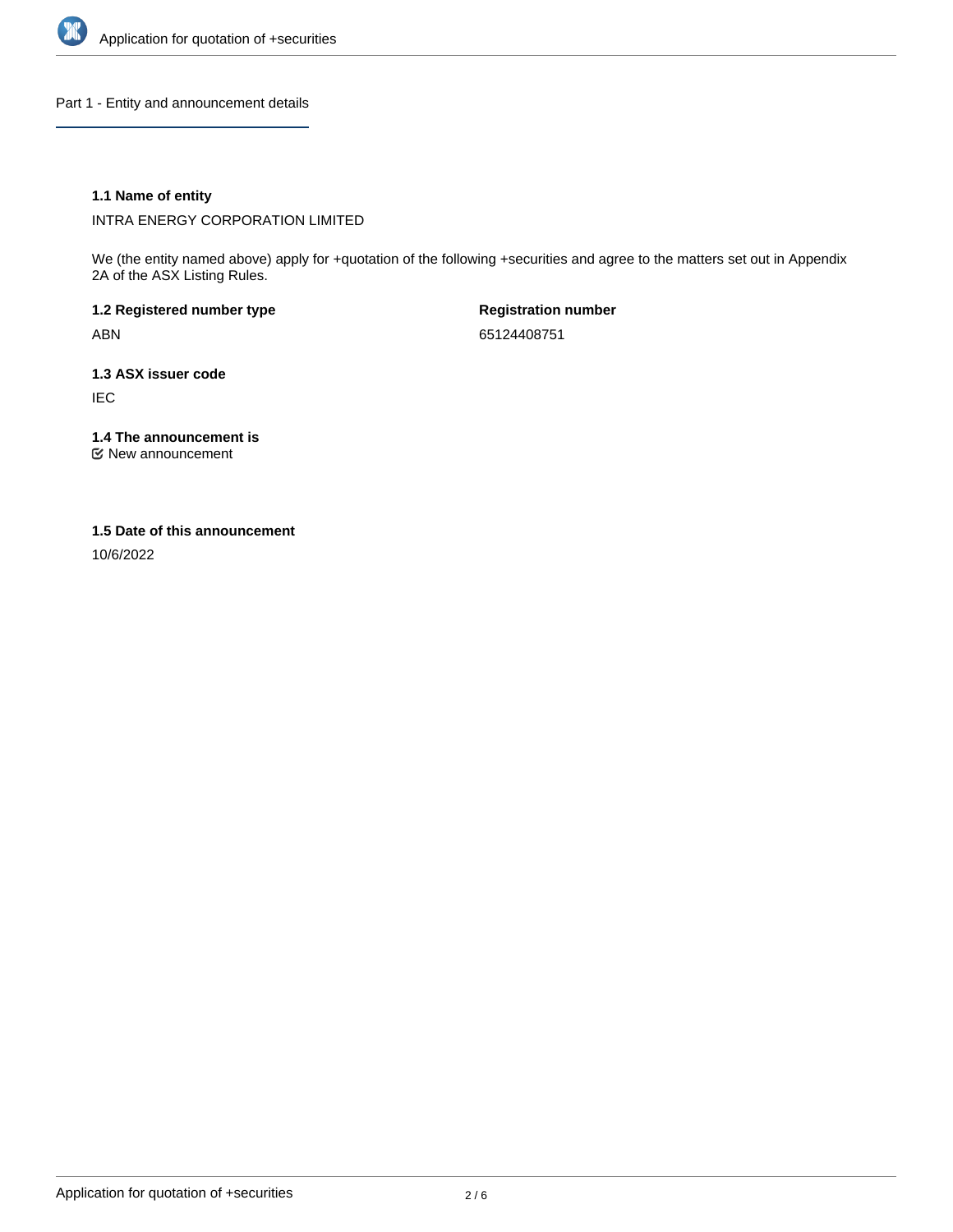## Part 1 - Entity and announcement details

### 1.1 Name of entity

INTRA ENERGY CORPORATION LIMITED

We (the entity named above) apply for +quotation of the following +securities and agree to the matters set out in Appendix 2A of the ASX Listing Rules.

**1.2 Registered number type**

ABN

**Registration number**

65124408751

### 1.3 ASX issuer code

IEC

### 1.4 The announcement is

New announcement

### 1.5 Date of this announcement

10/6/2022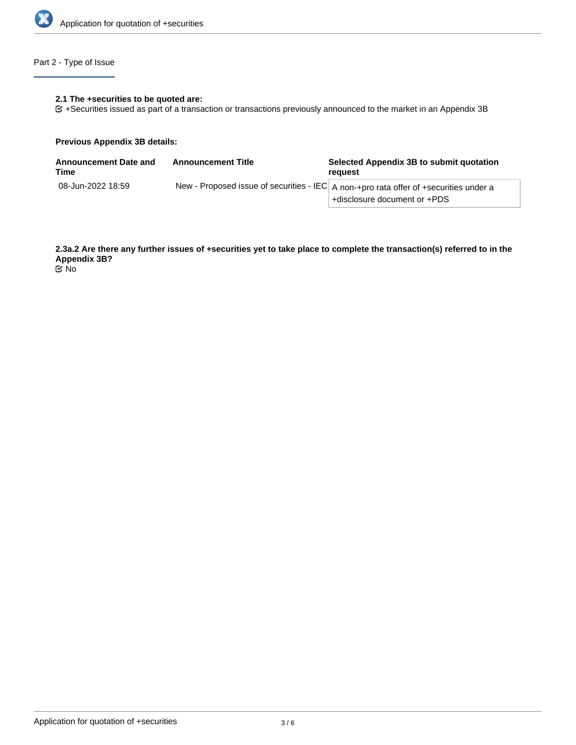## Part 2 - Type of Issue

**2.1 The +securities to be quoted are:**

☑ +Securities issued as part of a transaction or transactions previously announced to the market in an Appendix 3B

**Previous Appendix 3B details:**

| Announcement Date and Time | Announcement Title | Selected Appendix 3B to submit quotation request |
|---|---|---|
| 08-Jun-2022 18:59 | New - Proposed issue of securities - IEC | A non-+pro rata offer of +securities under a +disclosure document or +PDS |

**2.3a.2 Are there any further issues of +securities yet to take place to complete the transaction(s) referred to in the Appendix 3B?**

☑ No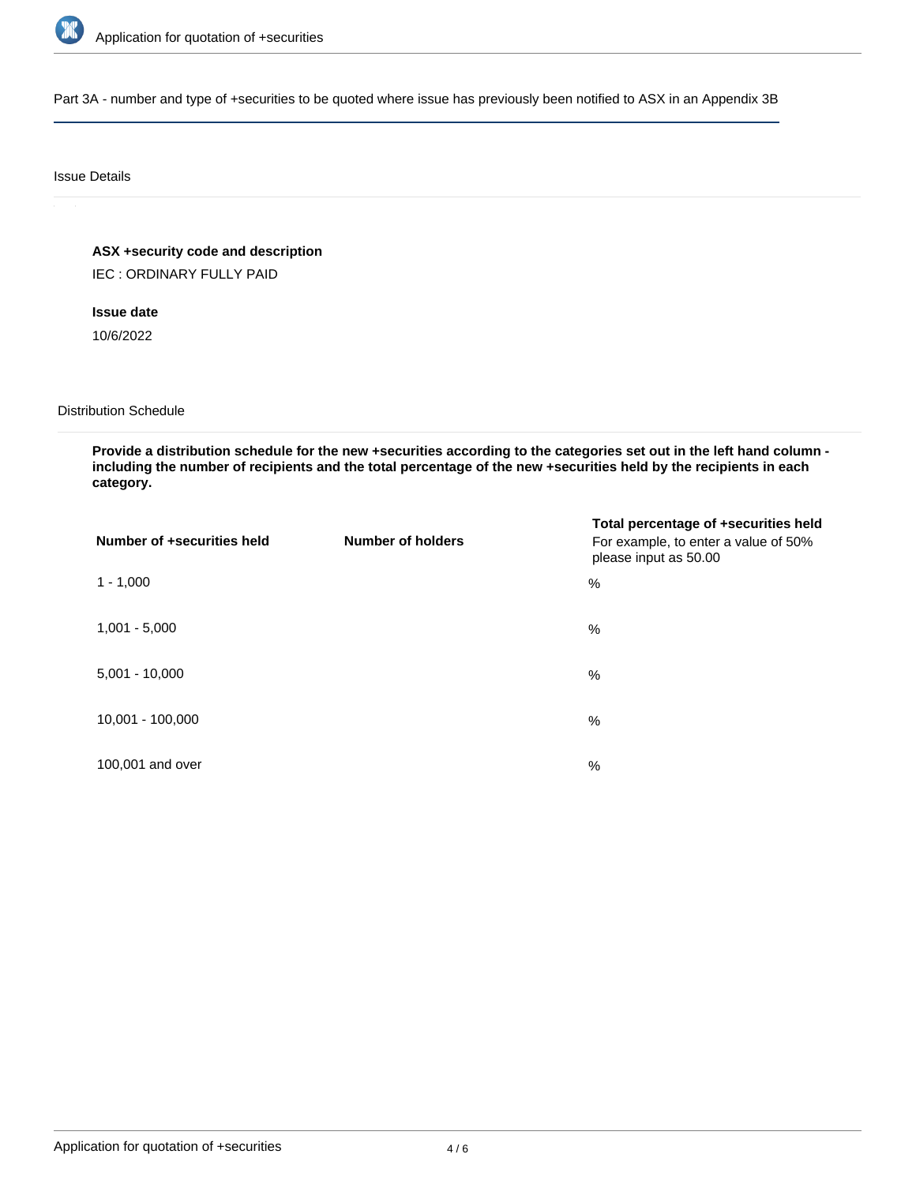Part 3A - number and type of +securities to be quoted where issue has previously been notified to ASX in an Appendix 3B

## Issue Details

**ASX +security code and description**

IEC : ORDINARY FULLY PAID

**Issue date**

10/6/2022

## Distribution Schedule

**Provide a distribution schedule for the new +securities according to the categories set out in the left hand column - including the number of recipients and the total percentage of the new +securities held by the recipients in each category.**

| Number of +securities held | Number of holders | Total percentage of +securities held<br>For example, to enter a value of 50% please input as 50.00 |
|---|---|---|
| 1 - 1,000 | | % |
| 1,001 - 5,000 | | % |
| 5,001 - 10,000 | | % |
| 10,001 - 100,000 | | % |
| 100,001 and over | | % |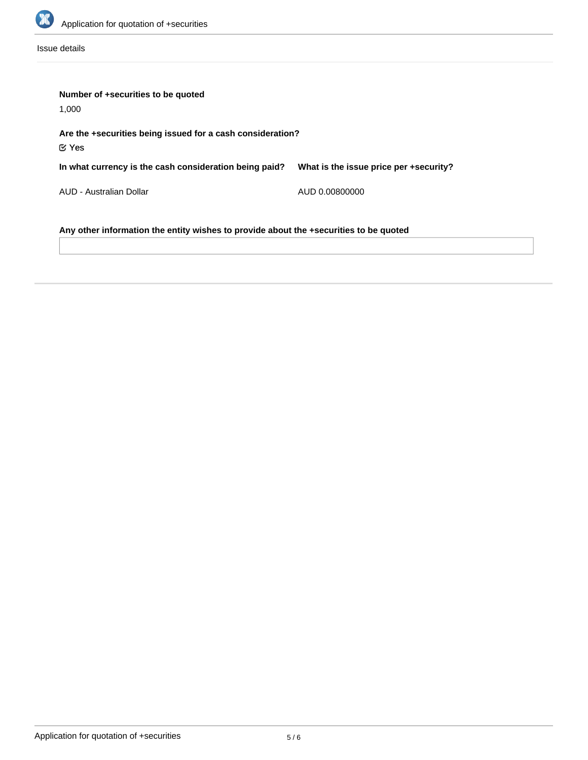Issue details

**Number of +securities to be quoted**

1,000

**Are the +securities being issued for a cash consideration?**

☑ Yes

**In what currency is the cash consideration being paid?**

AUD - Australian Dollar

**What is the issue price per +security?**

AUD 0.00800000

**Any other information the entity wishes to provide about the +securities to be quoted**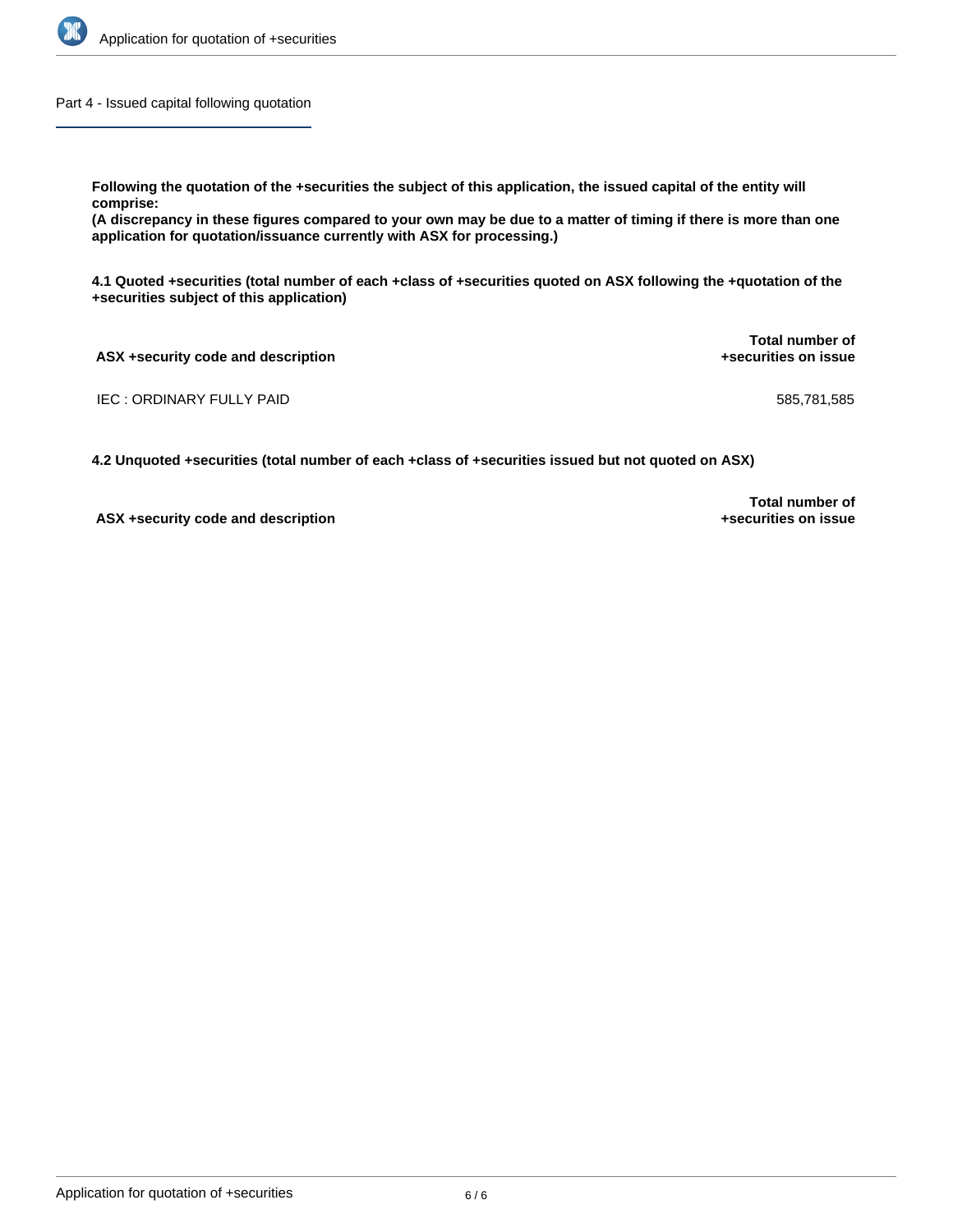## Part 4 - Issued capital following quotation

**Following the quotation of the +securities the subject of this application, the issued capital of the entity will comprise:**
**(A discrepancy in these figures compared to your own may be due to a matter of timing if there is more than one application for quotation/issuance currently with ASX for processing.)**

**4.1 Quoted +securities (total number of each +class of +securities quoted on ASX following the +quotation of the +securities subject of this application)**

| ASX +security code and description | Total number of +securities on issue |
| --- | --- |
| IEC : ORDINARY FULLY PAID | 585,781,585 |

**4.2 Unquoted +securities (total number of each +class of +securities issued but not quoted on ASX)**

| ASX +security code and description | Total number of +securities on issue |
| --- | --- |